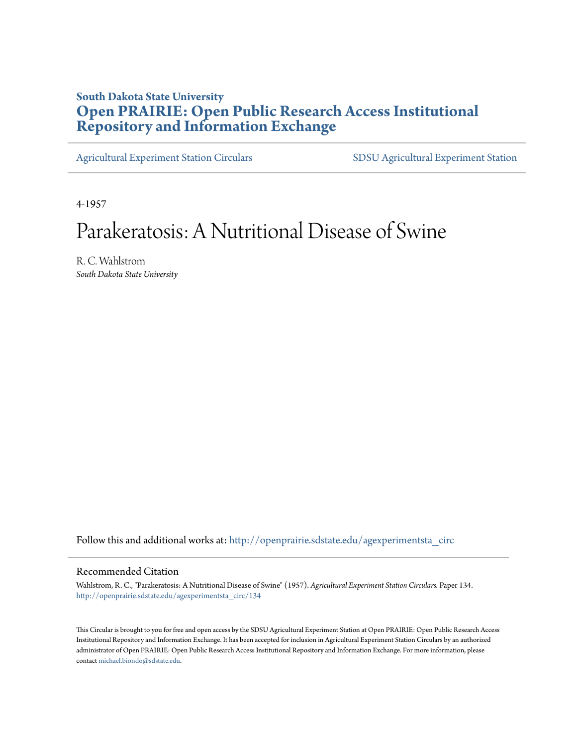**South Dakota State University**

# Open PRAIRIE: Open Public Research Access Institutional Repository and Information Exchange

Agricultural Experiment Station Circulars | SDSU Agricultural Experiment Station

4-1957

# Parakeratosis: A Nutritional Disease of Swine

R. C. Wahlstrom

*South Dakota State University*

Follow this and additional works at: http://openprairie.sdstate.edu/agexperimentsta_circ

## Recommended Citation

Wahlstrom, R. C., "Parakeratosis: A Nutritional Disease of Swine" (1957). *Agricultural Experiment Station Circulars*. Paper 134. http://openprairie.sdstate.edu/agexperimentsta_circ/134

This Circular is brought to you for free and open access by the SDSU Agricultural Experiment Station at Open PRAIRIE: Open Public Research Access Institutional Repository and Information Exchange. It has been accepted for inclusion in Agricultural Experiment Station Circulars by an authorized administrator of Open PRAIRIE: Open Public Research Access Institutional Repository and Information Exchange. For more information, please contact michael.biondo@sdstate.edu.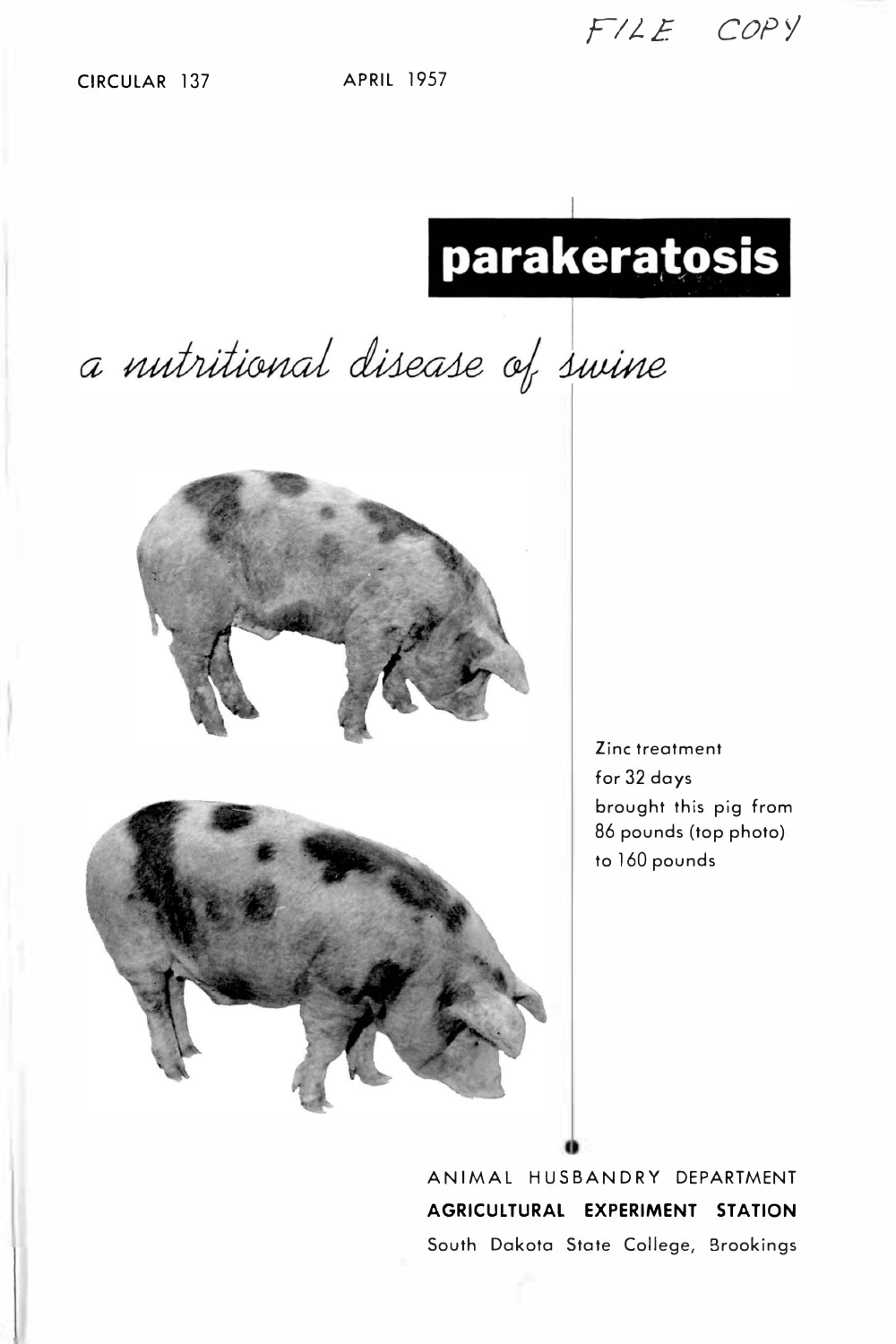FILE COPY

CIRCULAR 137 APRIL 1957

# parakeratosis

## *a nutritional disease of swine*

Zinc treatment for 32 days brought this pig from 86 pounds (top photo) to 160 pounds

ANIMAL HUSBANDRY DEPARTMENT

**AGRICULTURAL EXPERIMENT STATION**

South Dakota State College, Brookings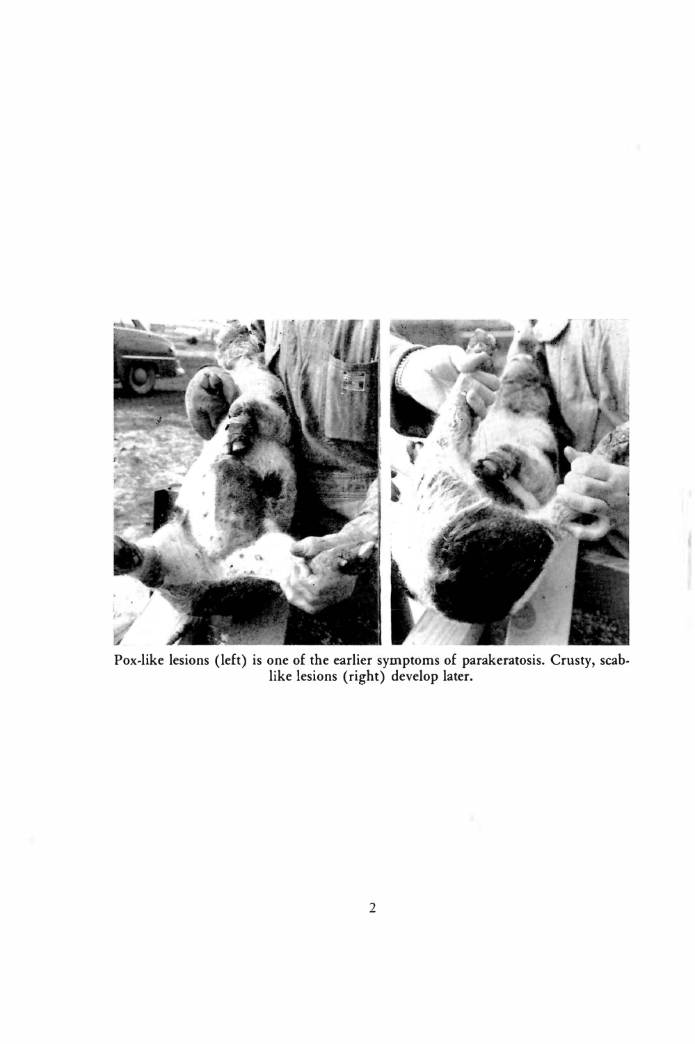Pox-like lesions (left) is one of the earlier symptoms of parakeratosis. Crusty, scab-like lesions (right) develop later.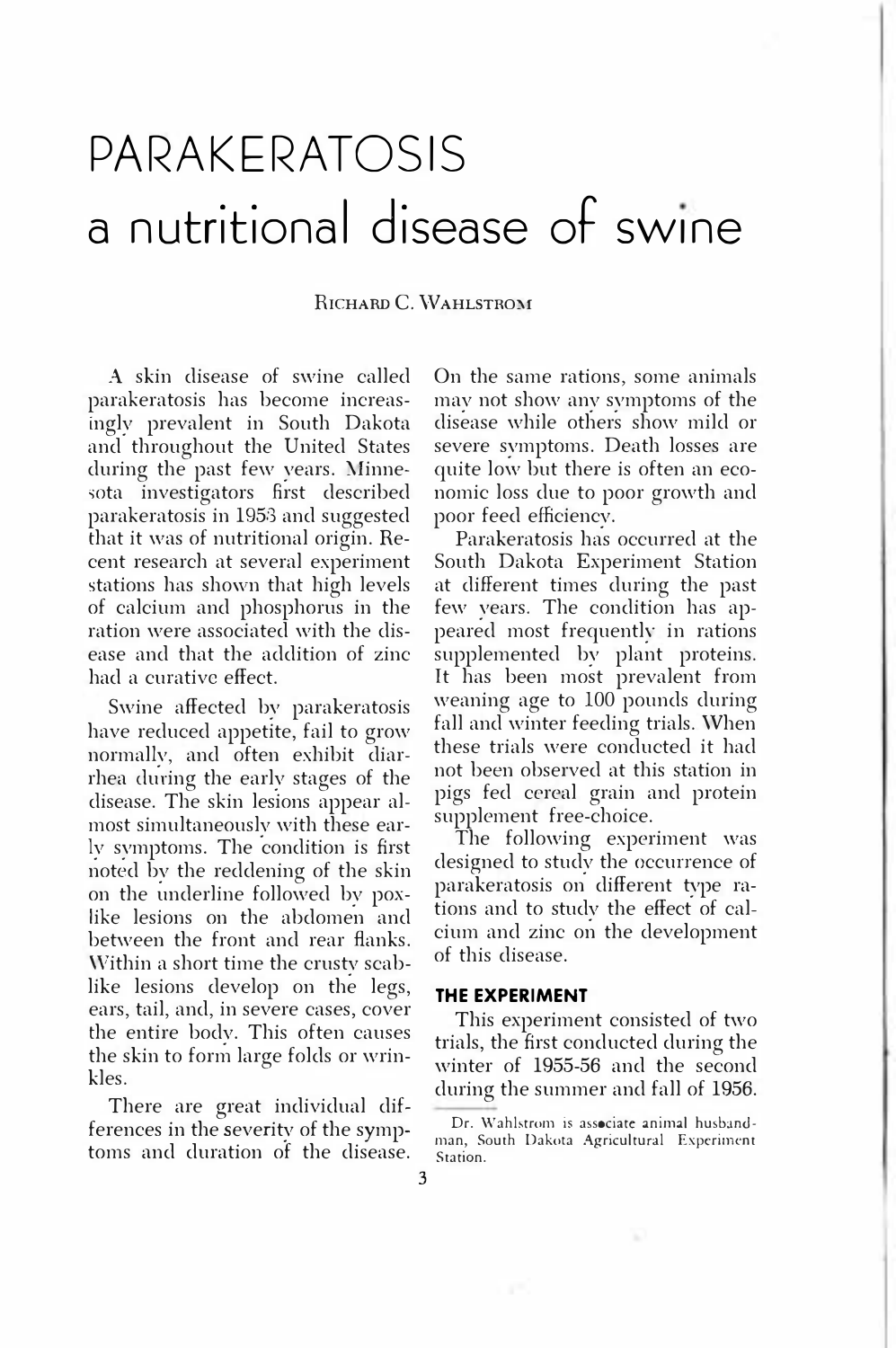# PARAKERATOSIS a nutritional disease of swine

Richard C. Wahlstrom

A skin disease of swine called parakeratosis has become increasingly prevalent in South Dakota and throughout the United States during the past few years. Minnesota investigators first described parakeratosis in 1953 and suggested that it was of nutritional origin. Recent research at several experiment stations has shown that high levels of calcium and phosphorus in the ration were associated with the disease and that the addition of zinc had a curative effect.

Swine affected by parakeratosis have reduced appetite, fail to grow normally, and often exhibit diarrhea during the early stages of the disease. The skin lesions appear almost simultaneously with these early symptoms. The condition is first noted by the reddening of the skin on the underline followed by pox-like lesions on the abdomen and between the front and rear flanks. Within a short time the crusty scab-like lesions develop on the legs, ears, tail, and, in severe cases, cover the entire body. This often causes the skin to form large folds or wrinkles.

There are great individual differences in the severity of the symptoms and duration of the disease. On the same rations, some animals may not show any symptoms of the disease while others show mild or severe symptoms. Death losses are quite low but there is often an economic loss due to poor growth and poor feed efficiency.

Parakeratosis has occurred at the South Dakota Experiment Station at different times during the past few years. The condition has appeared most frequently in rations supplemented by plant proteins. It has been most prevalent from weaning age to 100 pounds during fall and winter feeding trials. When these trials were conducted it had not been observed at this station in pigs fed cereal grain and protein supplement free-choice.

The following experiment was designed to study the occurrence of parakeratosis on different type rations and to study the effect of calcium and zinc on the development of this disease.

## THE EXPERIMENT

This experiment consisted of two trials, the first conducted during the winter of 1955-56 and the second during the summer and fall of 1956.

Dr. Wahlstrom is associate animal husbandman, South Dakota Agricultural Experiment Station.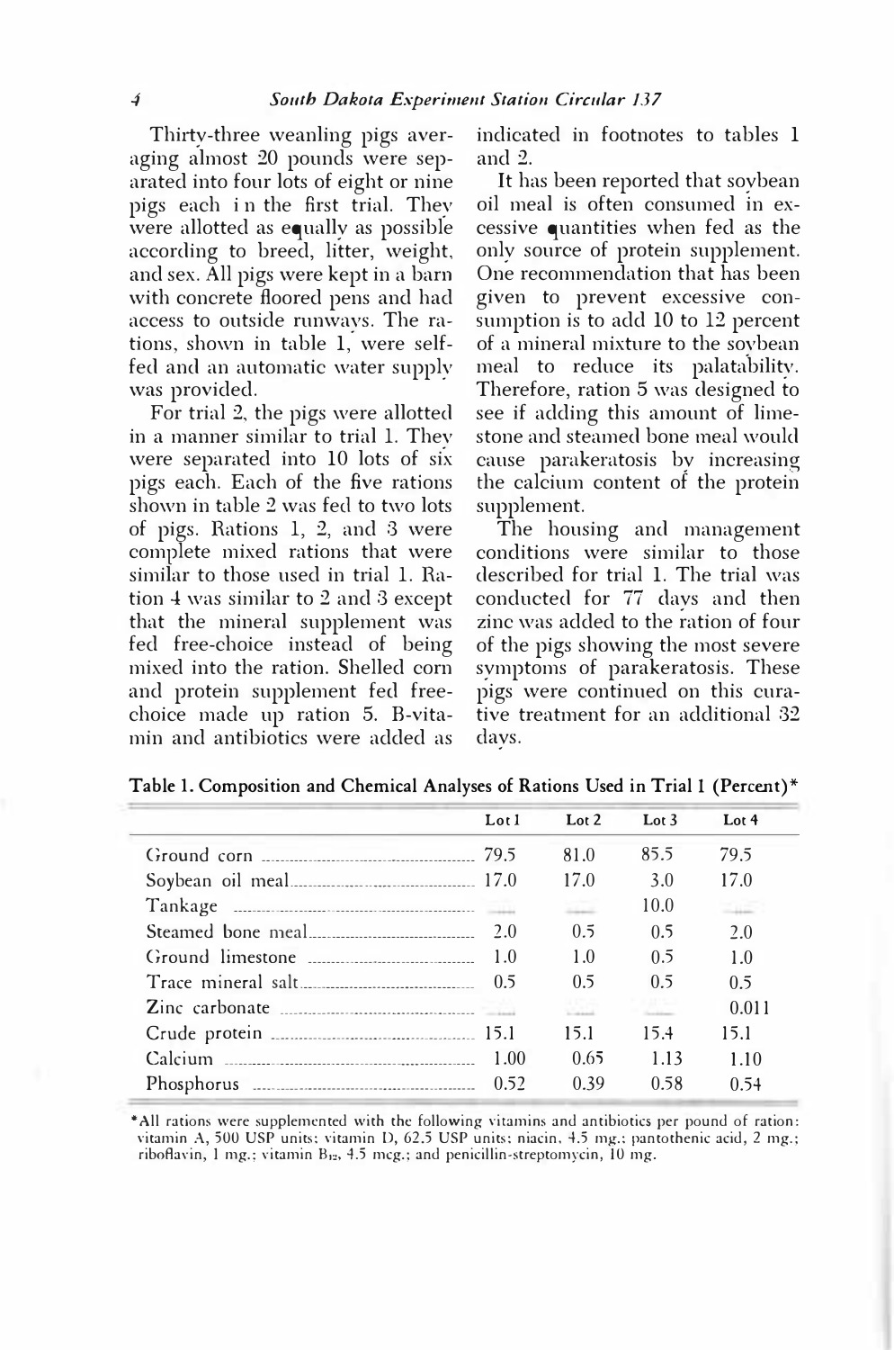Thirty-three weanling pigs averaging almost 20 pounds were separated into four lots of eight or nine pigs each in the first trial. They were allotted as equally as possible according to breed, litter, weight, and sex. All pigs were kept in a barn with concrete floored pens and had access to outside runways. The rations, shown in table 1, were self-fed and an automatic water supply was provided.

For trial 2, the pigs were allotted in a manner similar to trial 1. They were separated into 10 lots of six pigs each. Each of the five rations shown in table 2 was fed to two lots of pigs. Rations 1, 2, and 3 were complete mixed rations that were similar to those used in trial 1. Ration 4 was similar to 2 and 3 except that the mineral supplement was fed free-choice instead of being mixed into the ration. Shelled corn and protein supplement fed free-choice made up ration 5. B-vitamin and antibiotics were added as indicated in footnotes to tables 1 and 2.

It has been reported that soybean oil meal is often consumed in excessive quantities when fed as the only source of protein supplement. One recommendation that has been given to prevent excessive consumption is to add 10 to 12 percent of a mineral mixture to the soybean meal to reduce its palatability. Therefore, ration 5 was designed to see if adding this amount of limestone and steamed bone meal would cause parakeratosis by increasing the calcium content of the protein supplement.

The housing and management conditions were similar to those described for trial 1. The trial was conducted for 77 days and then zinc was added to the ration of four of the pigs showing the most severe symptoms of parakeratosis. These pigs were continued on this curative treatment for an additional 32 days.

**Table 1. Composition and Chemical Analyses of Rations Used in Trial 1 (Percent)***

| | Lot 1 | Lot 2 | Lot 3 | Lot 4 |
|---|---|---|---|---|
| Ground corn | 79.5 | 81.0 | 85.5 | 79.5 |
| Soybean oil meal | 17.0 | 17.0 | 3.0 | 17.0 |
| Tankage | — | — | 10.0 | — |
| Steamed bone meal | 2.0 | 0.5 | 0.5 | 2.0 |
| Ground limestone | 1.0 | 1.0 | 0.5 | 1.0 |
| Trace mineral salt | 0.5 | 0.5 | 0.5 | 0.5 |
| Zinc carbonate | — | — | — | 0.011 |
| Crude protein | 15.1 | 15.1 | 15.4 | 15.1 |
| Calcium | 1.00 | 0.65 | 1.13 | 1.10 |
| Phosphorus | 0.52 | 0.39 | 0.58 | 0.54 |

*All rations were supplemented with the following vitamins and antibiotics per pound of ration: vitamin A, 500 USP units; vitamin D, 62.5 USP units; niacin, 4.5 mg.; pantothenic acid, 2 mg.; riboflavin, 1 mg.; vitamin $B_{12}$, 4.5 mcg.; and penicillin-streptomycin, 10 mg.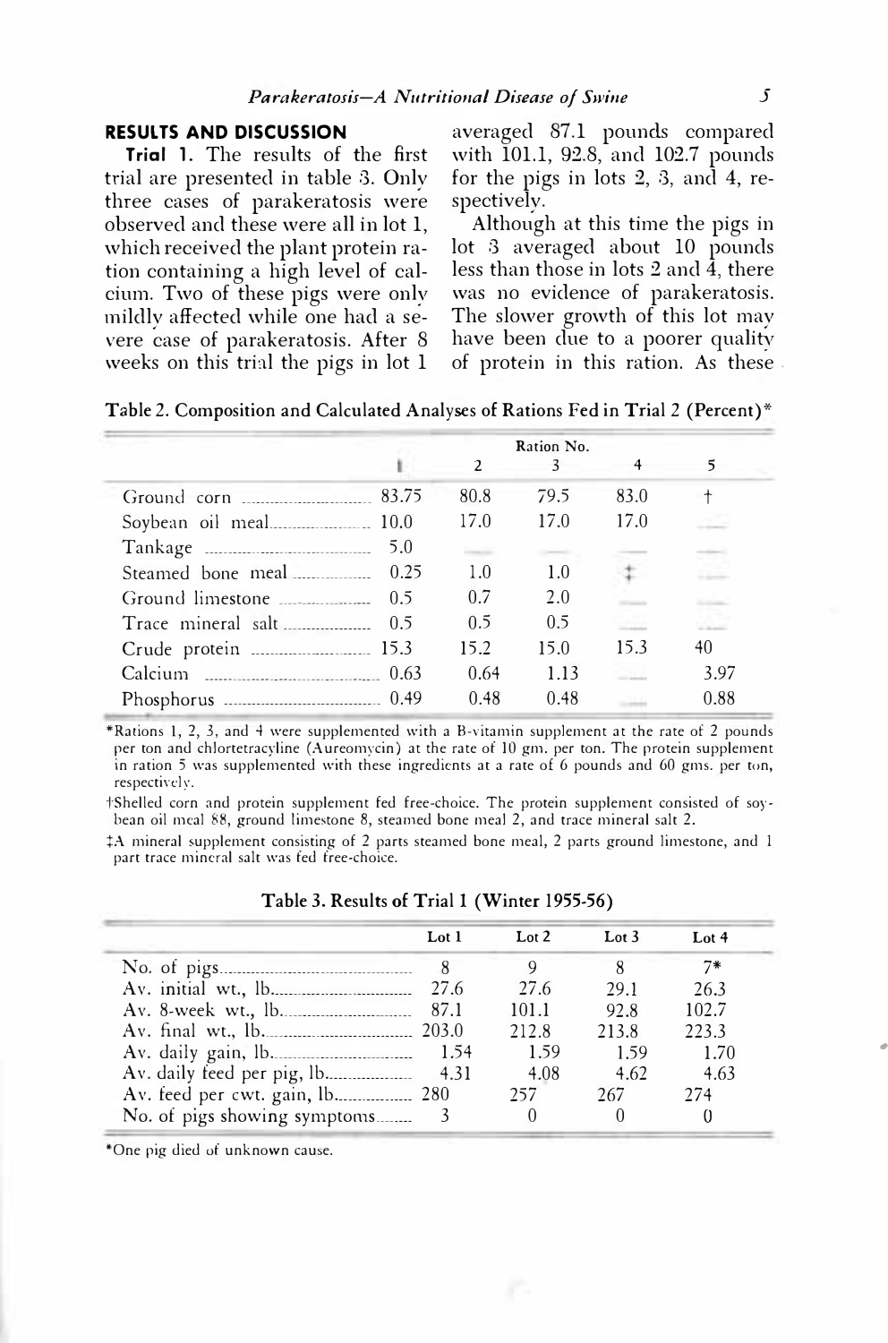## RESULTS AND DISCUSSION

**Trial 1.** The results of the first trial are presented in table 3. Only three cases of parakeratosis were observed and these were all in lot 1, which received the plant protein ration containing a high level of calcium. Two of these pigs were only mildly affected while one had a severe case of parakeratosis. After 8 weeks on this trial the pigs in lot 1 averaged 87.1 pounds compared with 101.1, 92.8, and 102.7 pounds for the pigs in lots 2, 3, and 4, respectively.

Although at this time the pigs in lot 3 averaged about 10 pounds less than those in lots 2 and 4, there was no evidence of parakeratosis. The slower growth of this lot may have been due to a poorer quality of protein in this ration. As these

**Table 2. Composition and Calculated Analyses of Rations Fed in Trial 2 (Percent)***

| | Ration No. | | | | |
|---|---|---|---|---|---|
| | 1 | 2 | 3 | 4 | 5 |
| Ground corn | 83.75 | 80.8 | 79.5 | 83.0 | † |
| Soybean oil meal | 10.0 | 17.0 | 17.0 | 17.0 | |
| Tankage | 5.0 | | | | |
| Steamed bone meal | 0.25 | 1.0 | 1.0 | ‡ | |
| Ground limestone | 0.5 | 0.7 | 2.0 | | |
| Trace mineral salt | 0.5 | 0.5 | 0.5 | | |
| Crude protein | 15.3 | 15.2 | 15.0 | 15.3 | 40 |
| Calcium | 0.63 | 0.64 | 1.13 | | 3.97 |
| Phosphorus | 0.49 | 0.48 | 0.48 | | 0.88 |

*Rations 1, 2, 3, and 4 were supplemented with a B-vitamin supplement at the rate of 2 pounds per ton and chlortetracyline (Aureomycin) at the rate of 10 gm. per ton. The protein supplement in ration 5 was supplemented with these ingredients at a rate of 6 pounds and 60 gms. per ton, respectively.

†Shelled corn and protein supplement fed free-choice. The protein supplement consisted of soybean oil meal 88, ground limestone 8, steamed bone meal 2, and trace mineral salt 2.

‡A mineral supplement consisting of 2 parts steamed bone meal, 2 parts ground limestone, and 1 part trace mineral salt was fed free-choice.

**Table 3. Results of Trial 1 (Winter 1955-56)**

| | Lot 1 | Lot 2 | Lot 3 | Lot 4 |
|---|---|---|---|---|
| No. of pigs | 8 | 9 | 8 | 7* |
| Av. initial wt., lb. | 27.6 | 27.6 | 29.1 | 26.3 |
| Av. 8-week wt., lb. | 87.1 | 101.1 | 92.8 | 102.7 |
| Av. final wt., lb. | 203.0 | 212.8 | 213.8 | 223.3 |
| Av. daily gain, lb. | 1.54 | 1.59 | 1.59 | 1.70 |
| Av. daily feed per pig, lb. | 4.31 | 4.08 | 4.62 | 4.63 |
| Av. feed per cwt. gain, lb. | 280 | 257 | 267 | 274 |
| No. of pigs showing symptoms | 3 | 0 | 0 | 0 |

*One pig died of unknown cause.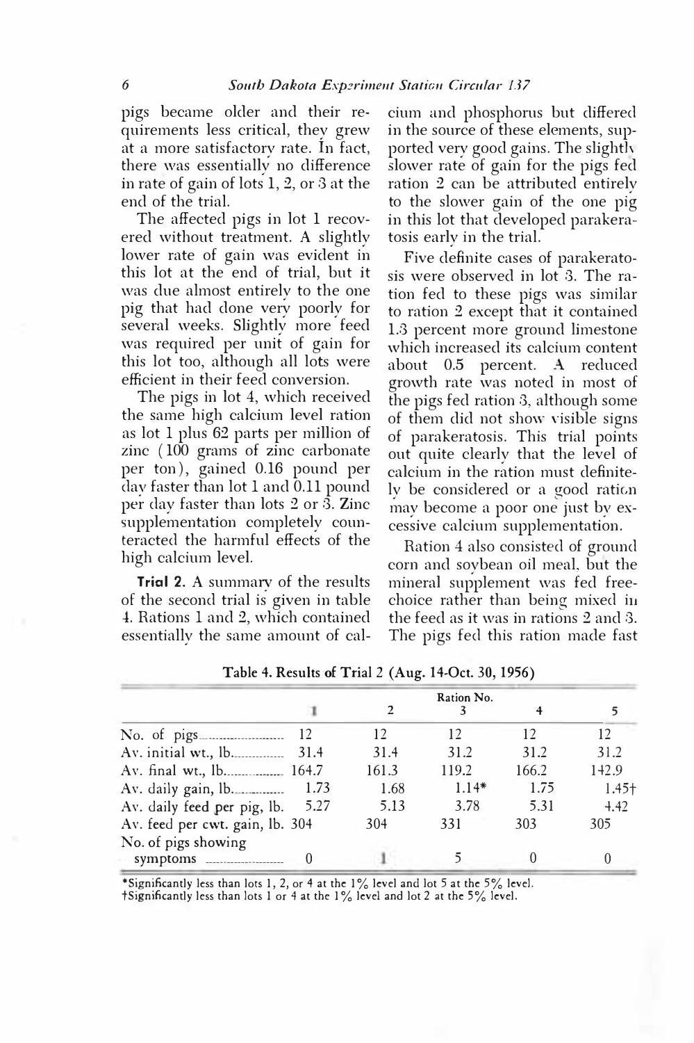pigs became older and their requirements less critical, they grew at a more satisfactory rate. In fact, there was essentially no difference in rate of gain of lots 1, 2, or 3 at the end of the trial.

The affected pigs in lot 1 recovered without treatment. A slightly lower rate of gain was evident in this lot at the end of trial, but it was due almost entirely to the one pig that had done very poorly for several weeks. Slightly more feed was required per unit of gain for this lot too, although all lots were efficient in their feed conversion.

The pigs in lot 4, which received the same high calcium level ration as lot 1 plus 62 parts per million of zinc (100 grams of zinc carbonate per ton), gained 0.16 pound per day faster than lot 1 and 0.11 pound per day faster than lots 2 or 3. Zinc supplementation completely counteracted the harmful effects of the high calcium level.

**Trial 2.** A summary of the results of the second trial is given in table 4. Rations 1 and 2, which contained essentially the same amount of calcium and phosphorus but differed in the source of these elements, supported very good gains. The slightly slower rate of gain for the pigs fed ration 2 can be attributed entirely to the slower gain of the one pig in this lot that developed parakeratosis early in the trial.

Five definite cases of parakeratosis were observed in lot 3. The ration fed to these pigs was similar to ration 2 except that it contained 1.3 percent more ground limestone which increased its calcium content about 0.5 percent. A reduced growth rate was noted in most of the pigs fed ration 3, although some of them did not show visible signs of parakeratosis. This trial points out quite clearly that the level of calcium in the ration must definitely be considered or a good ration may become a poor one just by excessive calcium supplementation.

Ration 4 also consisted of ground corn and soybean oil meal, but the mineral supplement was fed free-choice rather than being mixed in the feed as it was in rations 2 and 3. The pigs fed this ration made fast

**Table 4. Results of Trial 2 (Aug. 14-Oct. 30, 1956)**

| | Ration No. | | | | |
|---|---|---|---|---|---|
| | 1 | 2 | 3 | 4 | 5 |
| No. of pigs | 12 | 12 | 12 | 12 | 12 |
| Av. initial wt., lb. | 31.4 | 31.4 | 31.2 | 31.2 | 31.2 |
| Av. final wt., lb. | 164.7 | 161.3 | 119.2 | 166.2 | 142.9 |
| Av. daily gain, lb. | 1.73 | 1.68 | 1.14* | 1.75 | 1.45† |
| Av. daily feed per pig, lb. | 5.27 | 5.13 | 3.78 | 5.31 | 4.42 |
| Av. feed per cwt. gain, lb. | 304 | 304 | 331 | 303 | 305 |
| No. of pigs showing symptoms | 0 | 1 | 5 | 0 | 0 |

*Significantly less than lots 1, 2, or 4 at the 1% level and lot 5 at the 5% level.
†Significantly less than lots 1 or 4 at the 1% level and lot 2 at the 5% level.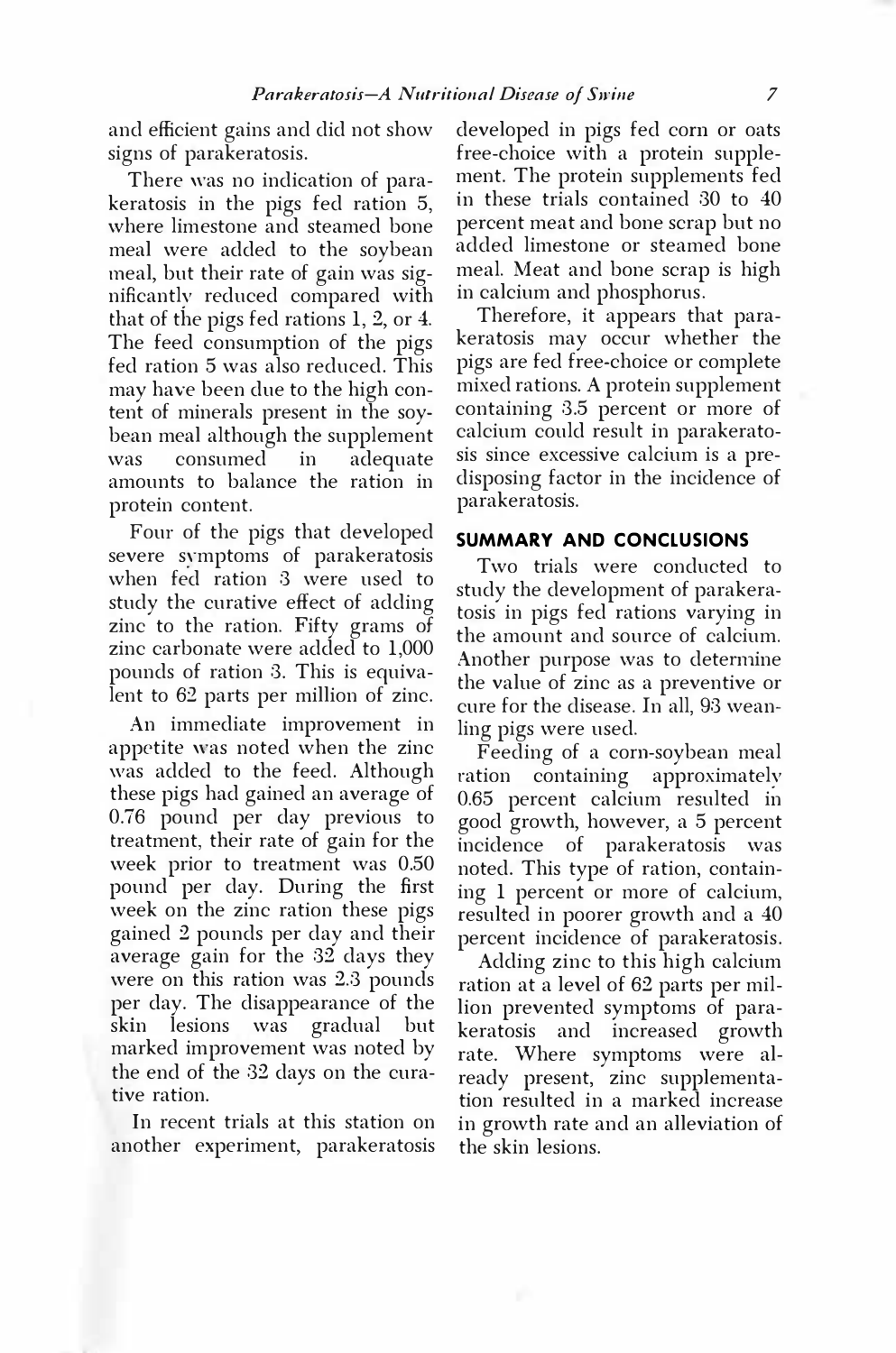and efficient gains and did not show signs of parakeratosis.

There was no indication of parakeratosis in the pigs fed ration 5, where limestone and steamed bone meal were added to the soybean meal, but their rate of gain was significantly reduced compared with that of the pigs fed rations 1, 2, or 4. The feed consumption of the pigs fed ration 5 was also reduced. This may have been due to the high content of minerals present in the soybean meal although the supplement was consumed in adequate amounts to balance the ration in protein content.

Four of the pigs that developed severe symptoms of parakeratosis when fed ration 3 were used to study the curative effect of adding zinc to the ration. Fifty grams of zinc carbonate were added to 1,000 pounds of ration 3. This is equivalent to 62 parts per million of zinc.

An immediate improvement in appetite was noted when the zinc was added to the feed. Although these pigs had gained an average of 0.76 pound per day previous to treatment, their rate of gain for the week prior to treatment was 0.50 pound per day. During the first week on the zinc ration these pigs gained 2 pounds per day and their average gain for the 32 days they were on this ration was 2.3 pounds per day. The disappearance of the skin lesions was gradual but marked improvement was noted by the end of the 32 days on the curative ration.

In recent trials at this station on another experiment, parakeratosis developed in pigs fed corn or oats free-choice with a protein supplement. The protein supplements fed in these trials contained 30 to 40 percent meat and bone scrap but no added limestone or steamed bone meal. Meat and bone scrap is high in calcium and phosphorus.

Therefore, it appears that parakeratosis may occur whether the pigs are fed free-choice or complete mixed rations. A protein supplement containing 3.5 percent or more of calcium could result in parakeratosis since excessive calcium is a predisposing factor in the incidence of parakeratosis.

## SUMMARY AND CONCLUSIONS

Two trials were conducted to study the development of parakeratosis in pigs fed rations varying in the amount and source of calcium. Another purpose was to determine the value of zinc as a preventive or cure for the disease. In all, 93 weanling pigs were used.

Feeding of a corn-soybean meal ration containing approximately 0.65 percent calcium resulted in good growth, however, a 5 percent incidence of parakeratosis was noted. This type of ration, containing 1 percent or more of calcium, resulted in poorer growth and a 40 percent incidence of parakeratosis.

Adding zinc to this high calcium ration at a level of 62 parts per million prevented symptoms of parakeratosis and increased growth rate. Where symptoms were already present, zinc supplementation resulted in a marked increase in growth rate and an alleviation of the skin lesions.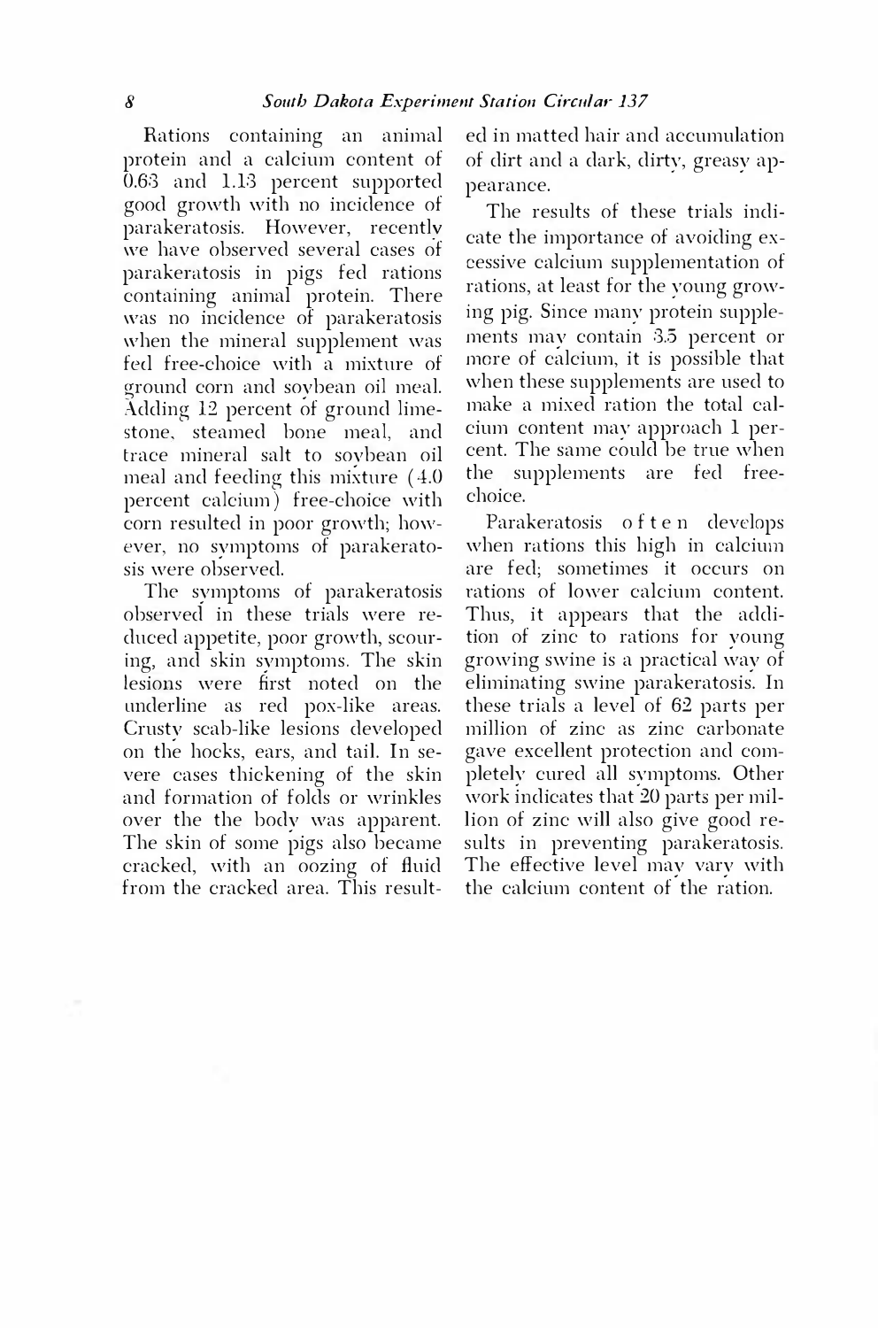Rations containing an animal protein and a calcium content of 0.63 and 1.13 percent supported good growth with no incidence of parakeratosis. However, recently we have observed several cases of parakeratosis in pigs fed rations containing animal protein. There was no incidence of parakeratosis when the mineral supplement was fed free-choice with a mixture of ground corn and soybean oil meal. Adding 12 percent of ground limestone, steamed bone meal, and trace mineral salt to soybean oil meal and feeding this mixture (4.0 percent calcium) free-choice with corn resulted in poor growth; however, no symptoms of parakeratosis were observed.

The symptoms of parakeratosis observed in these trials were reduced appetite, poor growth, scouring, and skin symptoms. The skin lesions were first noted on the underline as red pox-like areas. Crusty scab-like lesions developed on the hocks, ears, and tail. In severe cases thickening of the skin and formation of folds or wrinkles over the the body was apparent. The skin of some pigs also became cracked, with an oozing of fluid from the cracked area. This resulted in matted hair and accumulation of dirt and a dark, dirty, greasy appearance.

The results of these trials indicate the importance of avoiding excessive calcium supplementation of rations, at least for the young growing pig. Since many protein supplements may contain 3.5 percent or more of calcium, it is possible that when these supplements are used to make a mixed ration the total calcium content may approach 1 percent. The same could be true when the supplements are fed free-choice.

Parakeratosis often develops when rations this high in calcium are fed; sometimes it occurs on rations of lower calcium content. Thus, it appears that the addition of zinc to rations for young growing swine is a practical way of eliminating swine parakeratosis. In these trials a level of 62 parts per million of zinc as zinc carbonate gave excellent protection and completely cured all symptoms. Other work indicates that 20 parts per million of zinc will also give good results in preventing parakeratosis. The effective level may vary with the calcium content of the ration.